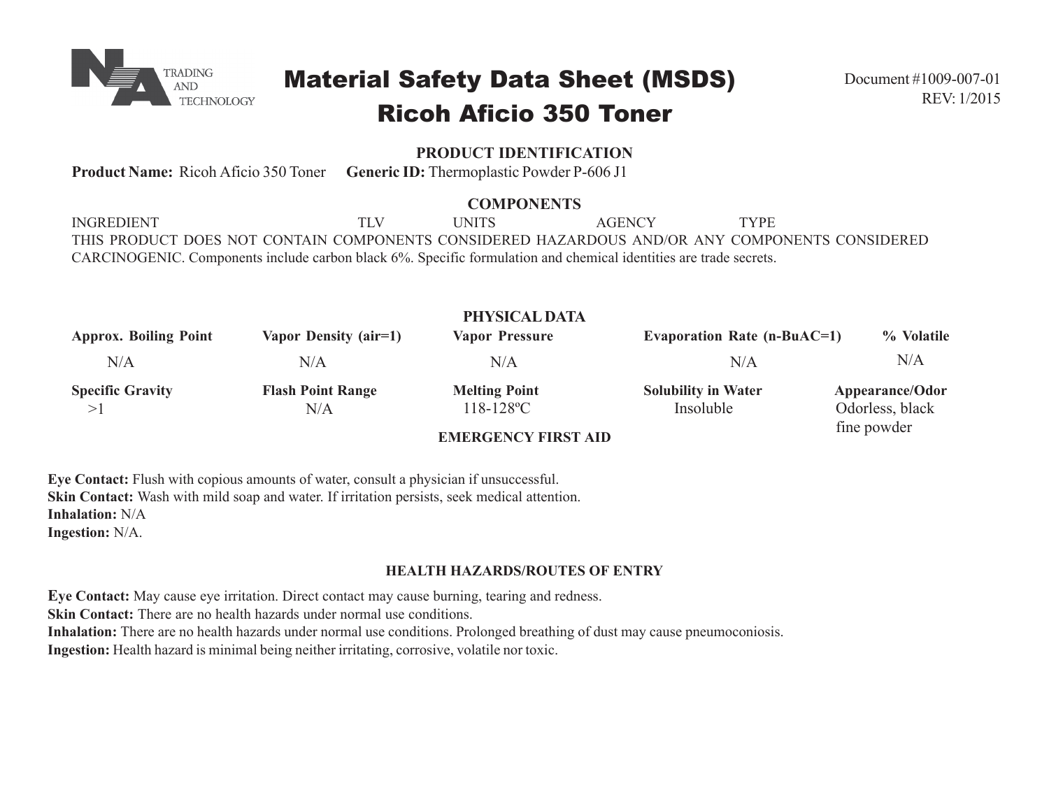N A TRADING AND TECHNOLOGY

# Material Safety Data Sheet (MSDS)
# Ricoh Aficio 350 Toner

Document #1009-007-01
REV: 1/2015

## PRODUCT IDENTIFICATION

**Product Name:** Ricoh Aficio 350 Toner **Generic ID:** Thermoplastic Powder P-606 J1

## COMPONENTS

| INGREDIENT | TLV | UNITS | AGENCY | TYPE |
|---|---|---|---|---|

THIS PRODUCT DOES NOT CONTAIN COMPONENTS CONSIDERED HAZARDOUS AND/OR ANY COMPONENTS CONSIDERED CARCINOGENIC. Components include carbon black 6%. Specific formulation and chemical identities are trade secrets.

## PHYSICAL DATA

| Approx. Boiling Point | Vapor Density (air=1) | Vapor Pressure | Evaporation Rate (n-BuAC=1) | % Volatile |
|---|---|---|---|---|
| N/A | N/A | N/A | N/A | N/A |
| **Specific Gravity** | **Flash Point Range** | **Melting Point** | **Solubility in Water** | **Appearance/Odor** |
| >1 | N/A | 118-128ºC | Insoluble | Odorless, black fine powder |

## EMERGENCY FIRST AID

**Eye Contact:** Flush with copious amounts of water, consult a physician if unsuccessful.
**Skin Contact:** Wash with mild soap and water. If irritation persists, seek medical attention.
**Inhalation:** N/A
**Ingestion:** N/A.

## HEALTH HAZARDS/ROUTES OF ENTRY

**Eye Contact:** May cause eye irritation. Direct contact may cause burning, tearing and redness.
**Skin Contact:** There are no health hazards under normal use conditions.
**Inhalation:** There are no health hazards under normal use conditions. Prolonged breathing of dust may cause pneumoconiosis.
**Ingestion:** Health hazard is minimal being neither irritating, corrosive, volatile nor toxic.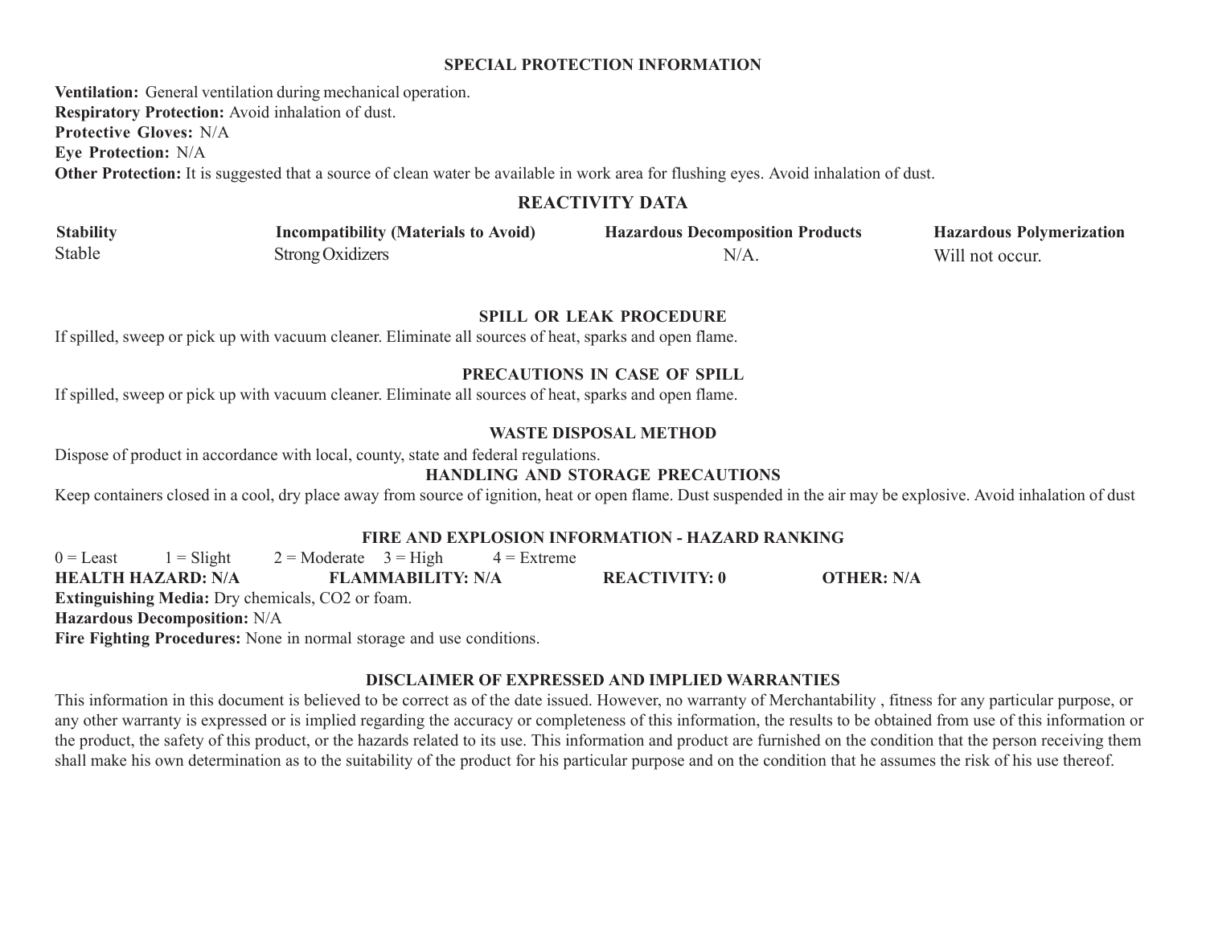## SPECIAL PROTECTION INFORMATION

**Ventilation:** General ventilation during mechanical operation.
**Respiratory Protection:** Avoid inhalation of dust.
**Protective Gloves:** N/A
**Eye Protection:** N/A
**Other Protection:** It is suggested that a source of clean water be available in work area for flushing eyes. Avoid inhalation of dust.

## REACTIVITY DATA

| Stability | Incompatibility (Materials to Avoid) | Hazardous Decomposition Products | Hazardous Polymerization |
|---|---|---|---|
| Stable | Strong Oxidizers | N/A. | Will not occur. |

## SPILL OR LEAK PROCEDURE

If spilled, sweep or pick up with vacuum cleaner. Eliminate all sources of heat, sparks and open flame.

## PRECAUTIONS IN CASE OF SPILL

If spilled, sweep or pick up with vacuum cleaner. Eliminate all sources of heat, sparks and open flame.

## WASTE DISPOSAL METHOD

Dispose of product in accordance with local, county, state and federal regulations.

## HANDLING AND STORAGE PRECAUTIONS

Keep containers closed in a cool, dry place away from source of ignition, heat or open flame. Dust suspended in the air may be explosive. Avoid inhalation of dust

## FIRE AND EXPLOSION INFORMATION - HAZARD RANKING

0 = Least 1 = Slight 2 = Moderate 3 = High 4 = Extreme

**HEALTH HAZARD: N/A** **FLAMMABILITY: N/A** **REACTIVITY: 0** **OTHER: N/A**

**Extinguishing Media:** Dry chemicals, $CO_2$ or foam.
**Hazardous Decomposition:** N/A
**Fire Fighting Procedures:** None in normal storage and use conditions.

## DISCLAIMER OF EXPRESSED AND IMPLIED WARRANTIES

This information in this document is believed to be correct as of the date issued. However, no warranty of Merchantability , fitness for any particular purpose, or any other warranty is expressed or is implied regarding the accuracy or completeness of this information, the results to be obtained from use of this information or the product, the safety of this product, or the hazards related to its use. This information and product are furnished on the condition that the person receiving them shall make his own determination as to the suitability of the product for his particular purpose and on the condition that he assumes the risk of his use thereof.